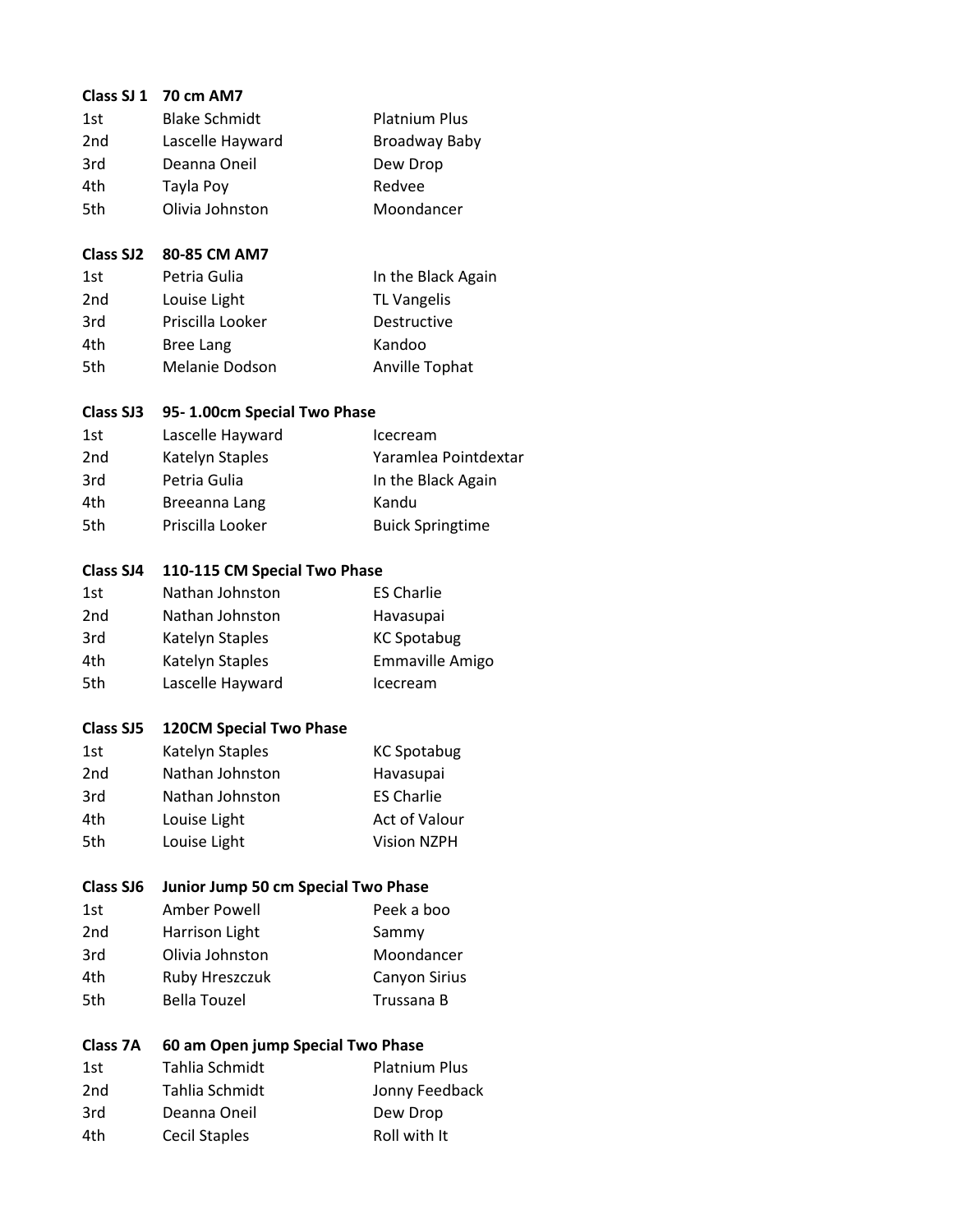**Class SJ 1 70 cm AM7**

| | | |
|---|---|---|
| 1st | Blake Schmidt | Platnium Plus |
| 2nd | Lascelle Hayward | Broadway Baby |
| 3rd | Deanna Oneil | Dew Drop |
| 4th | Tayla Poy | Redvee |
| 5th | Olivia Johnston | Moondancer |

**Class SJ2 80-85 CM AM7**

| | | |
|---|---|---|
| 1st | Petria Gulia | In the Black Again |
| 2nd | Louise Light | TL Vangelis |
| 3rd | Priscilla Looker | Destructive |
| 4th | Bree Lang | Kandoo |
| 5th | Melanie Dodson | Anville Tophat |

**Class SJ3 95- 1.00cm Special Two Phase**

| | | |
|---|---|---|
| 1st | Lascelle Hayward | Icecream |
| 2nd | Katelyn Staples | Yaramlea Pointdextar |
| 3rd | Petria Gulia | In the Black Again |
| 4th | Breeanna Lang | Kandu |
| 5th | Priscilla Looker | Buick Springtime |

**Class SJ4 110-115 CM Special Two Phase**

| | | |
|---|---|---|
| 1st | Nathan Johnston | ES Charlie |
| 2nd | Nathan Johnston | Havasupai |
| 3rd | Katelyn Staples | KC Spotabug |
| 4th | Katelyn Staples | Emmaville Amigo |
| 5th | Lascelle Hayward | Icecream |

**Class SJ5 120CM Special Two Phase**

| | | |
|---|---|---|
| 1st | Katelyn Staples | KC Spotabug |
| 2nd | Nathan Johnston | Havasupai |
| 3rd | Nathan Johnston | ES Charlie |
| 4th | Louise Light | Act of Valour |
| 5th | Louise Light | Vision NZPH |

**Class SJ6 Junior Jump 50 cm Special Two Phase**

| | | |
|---|---|---|
| 1st | Amber Powell | Peek a boo |
| 2nd | Harrison Light | Sammy |
| 3rd | Olivia Johnston | Moondancer |
| 4th | Ruby Hreszczuk | Canyon Sirius |
| 5th | Bella Touzel | Trussana B |

**Class 7A 60 am Open jump Special Two Phase**

| | | |
|---|---|---|
| 1st | Tahlia Schmidt | Platnium Plus |
| 2nd | Tahlia Schmidt | Jonny Feedback |
| 3rd | Deanna Oneil | Dew Drop |
| 4th | Cecil Staples | Roll with It |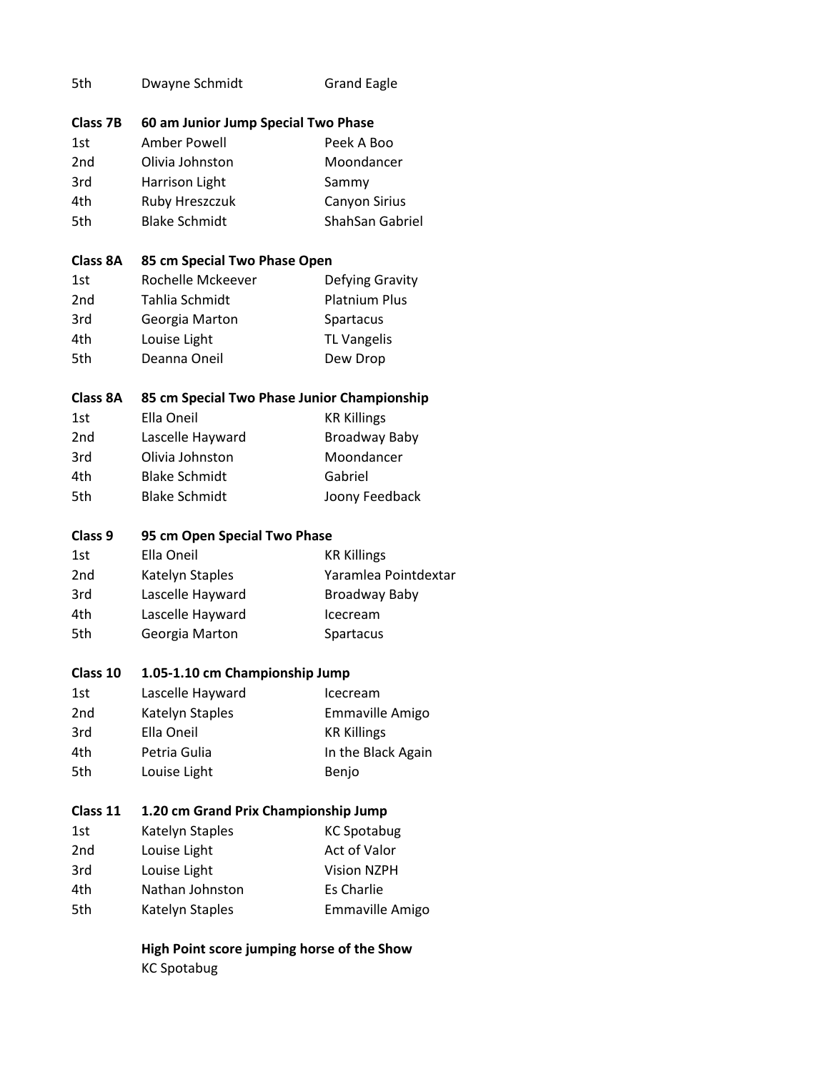| | | |
|---|---|---|
| 5th | Dwayne Schmidt | Grand Eagle |

**Class 7B 60 am Junior Jump Special Two Phase**

| | | |
|---|---|---|
| 1st | Amber Powell | Peek A Boo |
| 2nd | Olivia Johnston | Moondancer |
| 3rd | Harrison Light | Sammy |
| 4th | Ruby Hreszczuk | Canyon Sirius |
| 5th | Blake Schmidt | ShahSan Gabriel |

**Class 8A 85 cm Special Two Phase Open**

| | | |
|---|---|---|
| 1st | Rochelle Mckeever | Defying Gravity |
| 2nd | Tahlia Schmidt | Platnium Plus |
| 3rd | Georgia Marton | Spartacus |
| 4th | Louise Light | TL Vangelis |
| 5th | Deanna Oneil | Dew Drop |

**Class 8A 85 cm Special Two Phase Junior Championship**

| | | |
|---|---|---|
| 1st | Ella Oneil | KR Killings |
| 2nd | Lascelle Hayward | Broadway Baby |
| 3rd | Olivia Johnston | Moondancer |
| 4th | Blake Schmidt | Gabriel |
| 5th | Blake Schmidt | Joony Feedback |

**Class 9 95 cm Open Special Two Phase**

| | | |
|---|---|---|
| 1st | Ella Oneil | KR Killings |
| 2nd | Katelyn Staples | Yaramlea Pointdextar |
| 3rd | Lascelle Hayward | Broadway Baby |
| 4th | Lascelle Hayward | Icecream |
| 5th | Georgia Marton | Spartacus |

**Class 10 1.05-1.10 cm Championship Jump**

| | | |
|---|---|---|
| 1st | Lascelle Hayward | Icecream |
| 2nd | Katelyn Staples | Emmaville Amigo |
| 3rd | Ella Oneil | KR Killings |
| 4th | Petria Gulia | In the Black Again |
| 5th | Louise Light | Benjo |

**Class 11 1.20 cm Grand Prix Championship Jump**

| | | |
|---|---|---|
| 1st | Katelyn Staples | KC Spotabug |
| 2nd | Louise Light | Act of Valor |
| 3rd | Louise Light | Vision NZPH |
| 4th | Nathan Johnston | Es Charlie |
| 5th | Katelyn Staples | Emmaville Amigo |

**High Point score jumping horse of the Show**

KC Spotabug